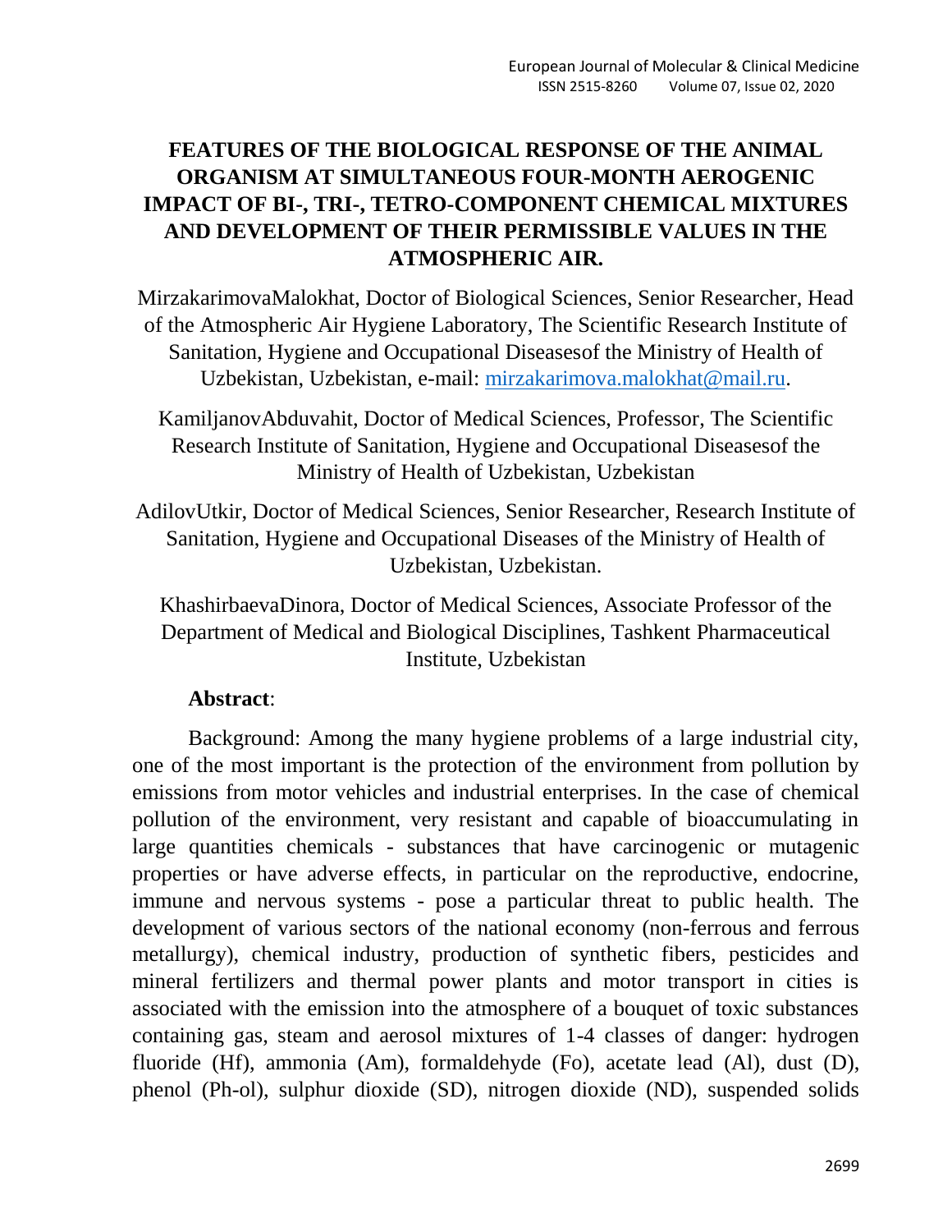# FEATURES OF THE BIOLOGICAL RESPONSE OF THE ANIMAL ORGANISM AT SIMULTANEOUS FOUR-MONTH AEROGENIC IMPACT OF BI-, TRI-, TETRO-COMPONENT CHEMICAL MIXTURES AND DEVELOPMENT OF THEIR PERMISSIBLE VALUES IN THE ATMOSPHERIC AIR.

MirzakarimovaMalokhat, Doctor of Biological Sciences, Senior Researcher, Head of the Atmospheric Air Hygiene Laboratory, The Scientific Research Institute of Sanitation, Hygiene and Occupational Diseasesof the Ministry of Health of Uzbekistan, Uzbekistan, e-mail: mirzakarimova.malokhat@mail.ru.

KamiljanovAbduvahit, Doctor of Medical Sciences, Professor, The Scientific Research Institute of Sanitation, Hygiene and Occupational Diseasesof the Ministry of Health of Uzbekistan, Uzbekistan

AdilovUtkir, Doctor of Medical Sciences, Senior Researcher, Research Institute of Sanitation, Hygiene and Occupational Diseases of the Ministry of Health of Uzbekistan, Uzbekistan.

KhashirbaevaDinora, Doctor of Medical Sciences, Associate Professor of the Department of Medical and Biological Disciplines, Tashkent Pharmaceutical Institute, Uzbekistan

**Abstract**:

Background: Among the many hygiene problems of a large industrial city, one of the most important is the protection of the environment from pollution by emissions from motor vehicles and industrial enterprises. In the case of chemical pollution of the environment, very resistant and capable of bioaccumulating in large quantities chemicals - substances that have carcinogenic or mutagenic properties or have adverse effects, in particular on the reproductive, endocrine, immune and nervous systems - pose a particular threat to public health. The development of various sectors of the national economy (non-ferrous and ferrous metallurgy), chemical industry, production of synthetic fibers, pesticides and mineral fertilizers and thermal power plants and motor transport in cities is associated with the emission into the atmosphere of a bouquet of toxic substances containing gas, steam and aerosol mixtures of 1-4 classes of danger: hydrogen fluoride (Hf), ammonia (Am), formaldehyde (Fo), acetate lead (Al), dust (D), phenol (Ph-ol), sulphur dioxide (SD), nitrogen dioxide (ND), suspended solids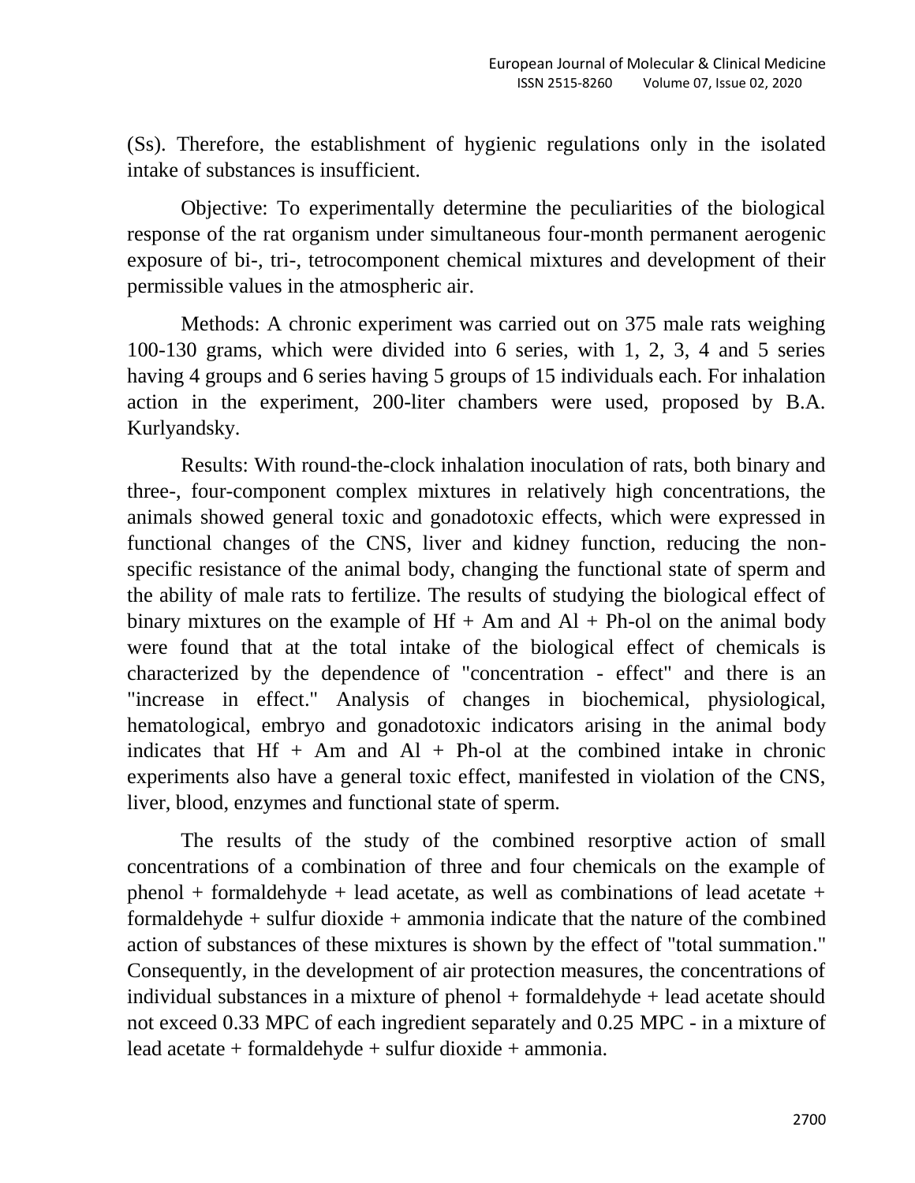(Ss). Therefore, the establishment of hygienic regulations only in the isolated intake of substances is insufficient.

Objective: To experimentally determine the peculiarities of the biological response of the rat organism under simultaneous four-month permanent aerogenic exposure of bi-, tri-, tetrocomponent chemical mixtures and development of their permissible values in the atmospheric air.

Methods: A chronic experiment was carried out on 375 male rats weighing 100-130 grams, which were divided into 6 series, with 1, 2, 3, 4 and 5 series having 4 groups and 6 series having 5 groups of 15 individuals each. For inhalation action in the experiment, 200-liter chambers were used, proposed by B.A. Kurlyandsky.

Results: With round-the-clock inhalation inoculation of rats, both binary and three-, four-component complex mixtures in relatively high concentrations, the animals showed general toxic and gonadotoxic effects, which were expressed in functional changes of the CNS, liver and kidney function, reducing the non-specific resistance of the animal body, changing the functional state of sperm and the ability of male rats to fertilize. The results of studying the biological effect of binary mixtures on the example of Hf + Am and Al + Ph-ol on the animal body were found that at the total intake of the biological effect of chemicals is characterized by the dependence of "concentration - effect" and there is an "increase in effect." Analysis of changes in biochemical, physiological, hematological, embryo and gonadotoxic indicators arising in the animal body indicates that Hf + Am and Al + Ph-ol at the combined intake in chronic experiments also have a general toxic effect, manifested in violation of the CNS, liver, blood, enzymes and functional state of sperm.

The results of the study of the combined resorptive action of small concentrations of a combination of three and four chemicals on the example of phenol + formaldehyde + lead acetate, as well as combinations of lead acetate + formaldehyde + sulfur dioxide + ammonia indicate that the nature of the combined action of substances of these mixtures is shown by the effect of "total summation." Consequently, in the development of air protection measures, the concentrations of individual substances in a mixture of phenol + formaldehyde + lead acetate should not exceed 0.33 MPC of each ingredient separately and 0.25 MPC - in a mixture of lead acetate + formaldehyde + sulfur dioxide + ammonia.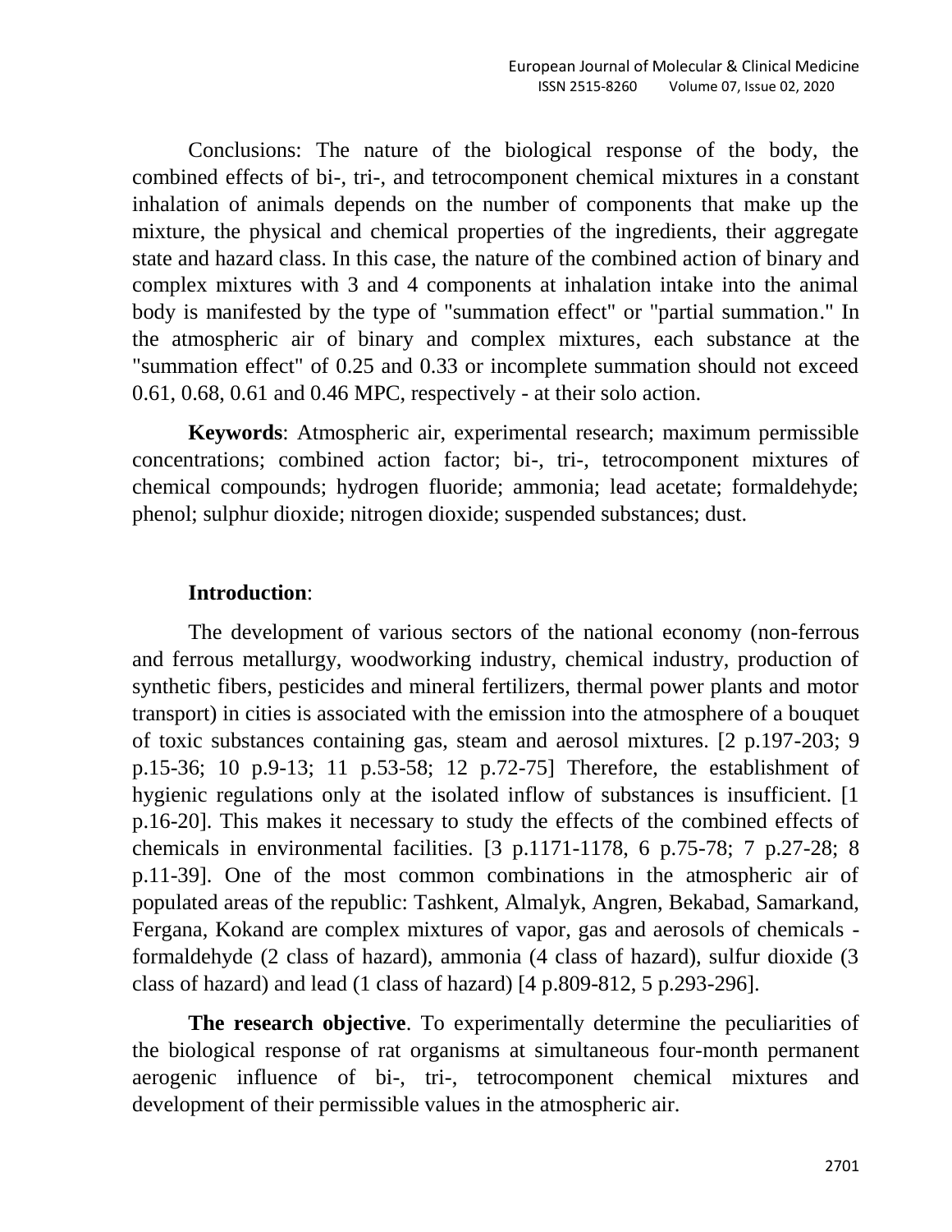Conclusions: The nature of the biological response of the body, the combined effects of bi-, tri-, and tetrocomponent chemical mixtures in a constant inhalation of animals depends on the number of components that make up the mixture, the physical and chemical properties of the ingredients, their aggregate state and hazard class. In this case, the nature of the combined action of binary and complex mixtures with 3 and 4 components at inhalation intake into the animal body is manifested by the type of "summation effect" or "partial summation." In the atmospheric air of binary and complex mixtures, each substance at the "summation effect" of 0.25 and 0.33 or incomplete summation should not exceed 0.61, 0.68, 0.61 and 0.46 MPC, respectively - at their solo action.

**Keywords**: Atmospheric air, experimental research; maximum permissible concentrations; combined action factor; bi-, tri-, tetrocomponent mixtures of chemical compounds; hydrogen fluoride; ammonia; lead acetate; formaldehyde; phenol; sulphur dioxide; nitrogen dioxide; suspended substances; dust.

## Introduction:

The development of various sectors of the national economy (non-ferrous and ferrous metallurgy, woodworking industry, chemical industry, production of synthetic fibers, pesticides and mineral fertilizers, thermal power plants and motor transport) in cities is associated with the emission into the atmosphere of a bouquet of toxic substances containing gas, steam and aerosol mixtures. [2 p.197-203; 9 p.15-36; 10 p.9-13; 11 p.53-58; 12 p.72-75] Therefore, the establishment of hygienic regulations only at the isolated inflow of substances is insufficient. [1 p.16-20]. This makes it necessary to study the effects of the combined effects of chemicals in environmental facilities. [3 p.1171-1178, 6 p.75-78; 7 p.27-28; 8 p.11-39]. One of the most common combinations in the atmospheric air of populated areas of the republic: Tashkent, Almalyk, Angren, Bekabad, Samarkand, Fergana, Kokand are complex mixtures of vapor, gas and aerosols of chemicals - formaldehyde (2 class of hazard), ammonia (4 class of hazard), sulfur dioxide (3 class of hazard) and lead (1 class of hazard) [4 p.809-812, 5 p.293-296].

**The research objective**. To experimentally determine the peculiarities of the biological response of rat organisms at simultaneous four-month permanent aerogenic influence of bi-, tri-, tetrocomponent chemical mixtures and development of their permissible values in the atmospheric air.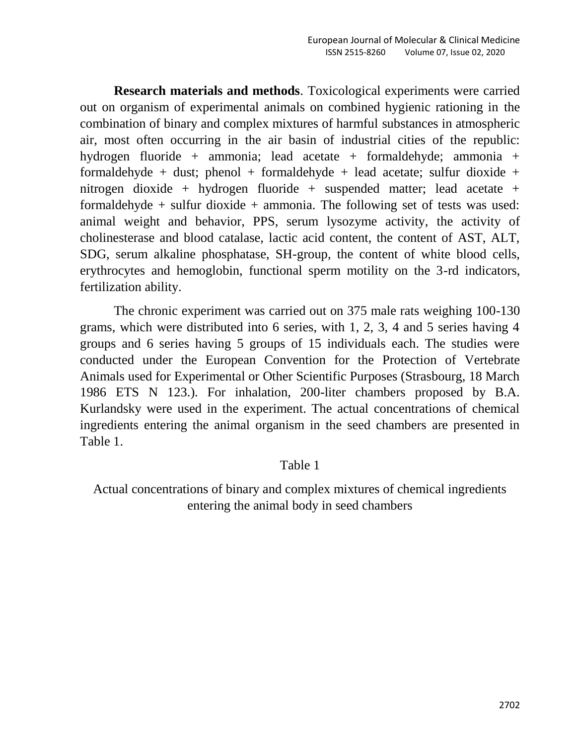**Research materials and methods**. Toxicological experiments were carried out on organism of experimental animals on combined hygienic rationing in the combination of binary and complex mixtures of harmful substances in atmospheric air, most often occurring in the air basin of industrial cities of the republic: hydrogen fluoride + ammonia; lead acetate + formaldehyde; ammonia + formaldehyde + dust; phenol + formaldehyde + lead acetate; sulfur dioxide + nitrogen dioxide + hydrogen fluoride + suspended matter; lead acetate + formaldehyde + sulfur dioxide + ammonia. The following set of tests was used: animal weight and behavior, PPS, serum lysozyme activity, the activity of cholinesterase and blood catalase, lactic acid content, the content of AST, ALT, SDG, serum alkaline phosphatase, SH-group, the content of white blood cells, erythrocytes and hemoglobin, functional sperm motility on the 3-rd indicators, fertilization ability.

The chronic experiment was carried out on 375 male rats weighing 100-130 grams, which were distributed into 6 series, with 1, 2, 3, 4 and 5 series having 4 groups and 6 series having 5 groups of 15 individuals each. The studies were conducted under the European Convention for the Protection of Vertebrate Animals used for Experimental or Other Scientific Purposes (Strasbourg, 18 March 1986 ETS N 123.). For inhalation, 200-liter chambers proposed by B.A. Kurlandsky were used in the experiment. The actual concentrations of chemical ingredients entering the animal organism in the seed chambers are presented in Table 1.

Table 1

Actual concentrations of binary and complex mixtures of chemical ingredients entering the animal body in seed chambers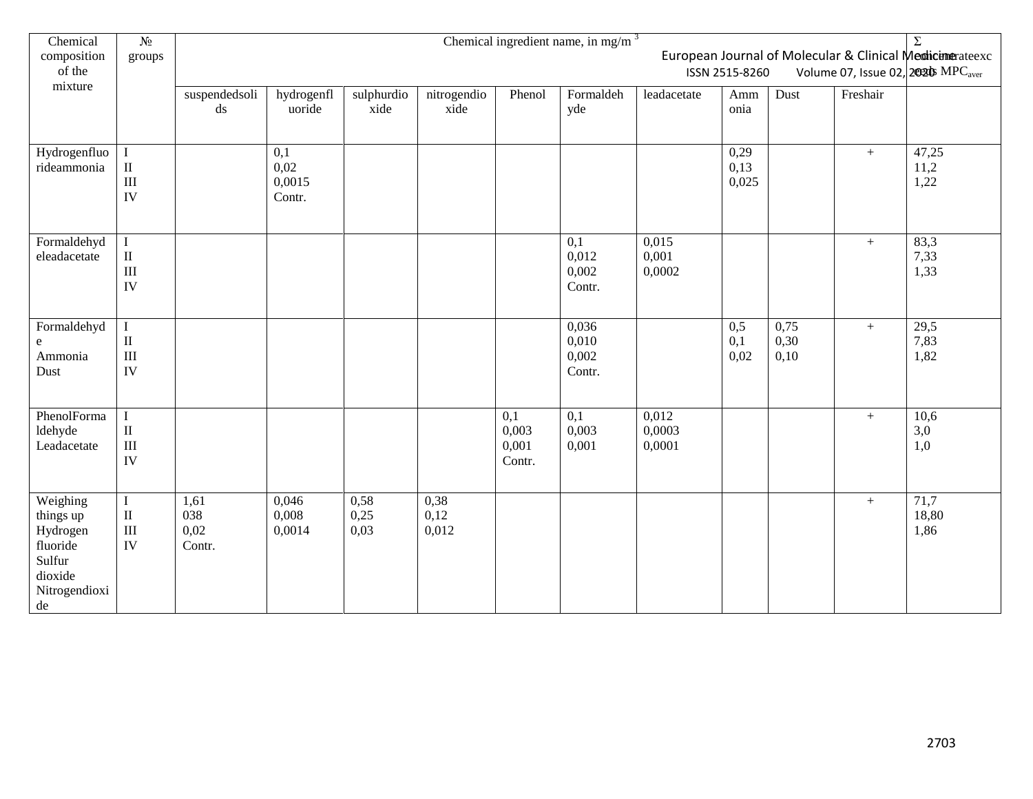| Chemical composition of the mixture | № groups | Chemical ingredient name, in mg/m $^3$ | | | | | | | | | | Σ concentrateexcess $MPC_{aver}$ |
|---|---|---|---|---|---|---|---|---|---|---|---|---|
| | | suspendedsolids | hydrogenfluoride | sulphurdioxide | nitrogendioxide | Phenol | Formaldehyde | leadacetate | Ammonia | Dust | Freshair | |
| Hydrogenfluorideammonia | I<br>II<br>III<br>IV | | 0,1<br>0,02<br>0,0015<br>Contr. | | | | | | 0,29<br>0,13<br>0,025 | | + | 47,25<br>11,2<br>1,22 |
| Formaldehydeleadacetate | I<br>II<br>III<br>IV | | | | | | 0,1<br>0,012<br>0,002<br>Contr. | 0,015<br>0,001<br>0,0002 | | | + | 83,3<br>7,33<br>1,33 |
| Formaldehyde Ammonia Dust | I<br>II<br>III<br>IV | | | | | | 0,036<br>0,010<br>0,002<br>Contr. | | 0,5<br>0,1<br>0,02 | 0,75<br>0,30<br>0,10 | + | 29,5<br>7,83<br>1,82 |
| PhenolFormaldehyde Leadacetate | I<br>II<br>III<br>IV | | | | | 0,1<br>0,003<br>0,001<br>Contr. | 0,1<br>0,003<br>0,001 | 0,012<br>0,0003<br>0,0001 | | | + | 10,6<br>3,0<br>1,0 |
| Weighing things up Hydrogen fluoride Sulfur dioxide Nitrogendioxide | I<br>II<br>III<br>IV | 1,61<br>038<br>0,02<br>Contr. | 0,046<br>0,008<br>0,0014 | 0,58<br>0,25<br>0,03 | 0,38<br>0,12<br>0,012 | | | | | | + | 71,7<br>18,80<br>1,86 |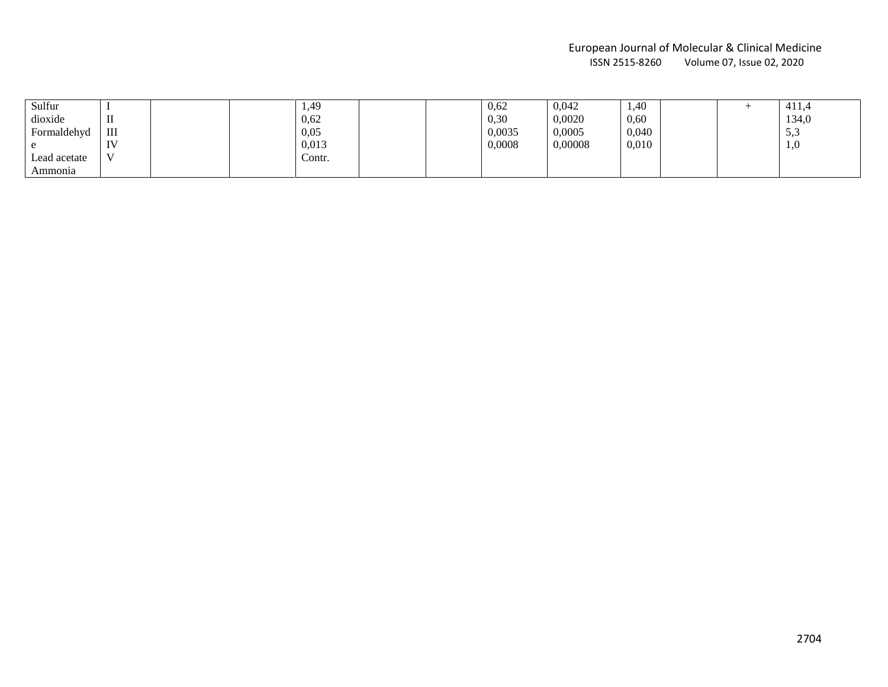| | | | | | | | | | | | | |
|---|---|---|---|---|---|---|---|---|---|---|---|---|
| Sulfur dioxide Formaldehyde Lead acetate Ammonia | I II III IV V | | | 1,49 0,62 0,05 0,013 Contr. | | | 0,62 0,30 0,0035 0,0008 | 0,042 0,0020 0,0005 0,00008 | 1,40 0,60 0,040 0,010 | | + | 411,4 134,0 5,3 1,0 |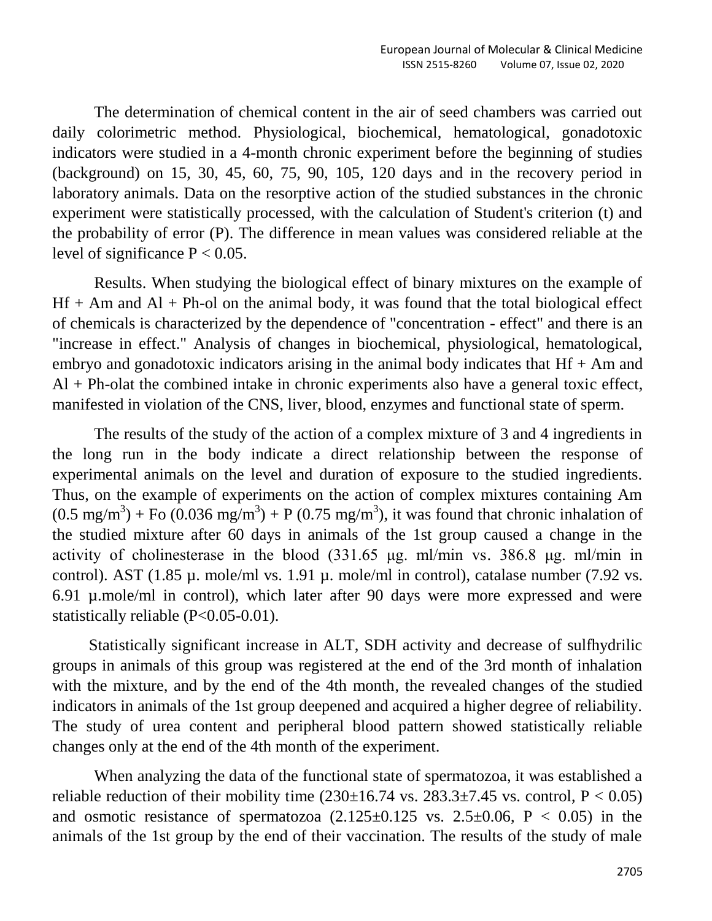The determination of chemical content in the air of seed chambers was carried out daily colorimetric method. Physiological, biochemical, hematological, gonadotoxic indicators were studied in a 4-month chronic experiment before the beginning of studies (background) on 15, 30, 45, 60, 75, 90, 105, 120 days and in the recovery period in laboratory animals. Data on the resorptive action of the studied substances in the chronic experiment were statistically processed, with the calculation of Student's criterion (t) and the probability of error (P). The difference in mean values was considered reliable at the level of significance $P < 0.05$.

Results. When studying the biological effect of binary mixtures on the example of Hf + Am and Al + Ph-ol on the animal body, it was found that the total biological effect of chemicals is characterized by the dependence of "concentration - effect" and there is an "increase in effect." Analysis of changes in biochemical, physiological, hematological, embryo and gonadotoxic indicators arising in the animal body indicates that Hf + Am and Al + Ph-olat the combined intake in chronic experiments also have a general toxic effect, manifested in violation of the CNS, liver, blood, enzymes and functional state of sperm.

The results of the study of the action of a complex mixture of 3 and 4 ingredients in the long run in the body indicate a direct relationship between the response of experimental animals on the level and duration of exposure to the studied ingredients. Thus, on the example of experiments on the action of complex mixtures containing Am (0.5 mg/m$^3$) + Fo (0.036 mg/m$^3$) + P (0.75 mg/m$^3$), it was found that chronic inhalation of the studied mixture after 60 days in animals of the 1st group caused a change in the activity of cholinesterase in the blood (331.65 μg. ml/min vs. 386.8 μg. ml/min in control). AST (1.85 μ. mole/ml vs. 1.91 μ. mole/ml in control), catalase number (7.92 vs. 6.91 μ.mole/ml in control), which later after 90 days were more expressed and were statistically reliable (P<0.05-0.01).

Statistically significant increase in ALT, SDH activity and decrease of sulfhydrilic groups in animals of this group was registered at the end of the 3rd month of inhalation with the mixture, and by the end of the 4th month, the revealed changes of the studied indicators in animals of the 1st group deepened and acquired a higher degree of reliability. The study of urea content and peripheral blood pattern showed statistically reliable changes only at the end of the 4th month of the experiment.

When analyzing the data of the functional state of spermatozoa, it was established a reliable reduction of their mobility time ($230 \pm 16.74$ vs. $283.3 \pm 7.45$ vs. control, $P < 0.05$) and osmotic resistance of spermatozoa ($2.125 \pm 0.125$ vs. $2.5 \pm 0.06$, $P < 0.05$) in the animals of the 1st group by the end of their vaccination. The results of the study of male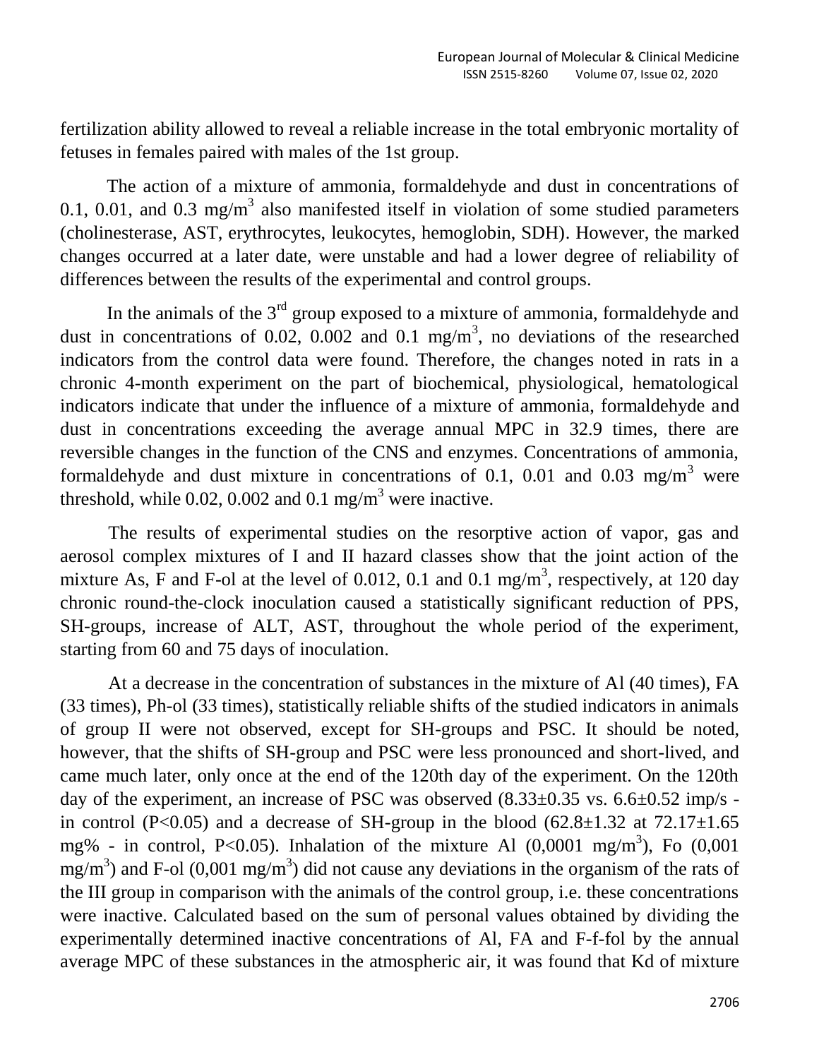fertilization ability allowed to reveal a reliable increase in the total embryonic mortality of fetuses in females paired with males of the 1st group.

The action of a mixture of ammonia, formaldehyde and dust in concentrations of 0.1, 0.01, and 0.3 mg/m$^3$ also manifested itself in violation of some studied parameters (cholinesterase, AST, erythrocytes, leukocytes, hemoglobin, SDH). However, the marked changes occurred at a later date, were unstable and had a lower degree of reliability of differences between the results of the experimental and control groups.

In the animals of the 3$^{rd}$ group exposed to a mixture of ammonia, formaldehyde and dust in concentrations of 0.02, 0.002 and 0.1 mg/m$^3$, no deviations of the researched indicators from the control data were found. Therefore, the changes noted in rats in a chronic 4-month experiment on the part of biochemical, physiological, hematological indicators indicate that under the influence of a mixture of ammonia, formaldehyde and dust in concentrations exceeding the average annual MPC in 32.9 times, there are reversible changes in the function of the CNS and enzymes. Concentrations of ammonia, formaldehyde and dust mixture in concentrations of 0.1, 0.01 and 0.03 mg/m$^3$ were threshold, while 0.02, 0.002 and 0.1 mg/m$^3$ were inactive.

The results of experimental studies on the resorptive action of vapor, gas and aerosol complex mixtures of I and II hazard classes show that the joint action of the mixture As, F and F-ol at the level of 0.012, 0.1 and 0.1 mg/m$^3$, respectively, at 120 day chronic round-the-clock inoculation caused a statistically significant reduction of PPS, SH-groups, increase of ALT, AST, throughout the whole period of the experiment, starting from 60 and 75 days of inoculation.

At a decrease in the concentration of substances in the mixture of Al (40 times), FA (33 times), Ph-ol (33 times), statistically reliable shifts of the studied indicators in animals of group II were not observed, except for SH-groups and PSC. It should be noted, however, that the shifts of SH-group and PSC were less pronounced and short-lived, and came much later, only once at the end of the 120th day of the experiment. On the 120th day of the experiment, an increase of PSC was observed (8.33±0.35 vs. 6.6±0.52 imp/s - in control ($P<0.05$) and a decrease of SH-group in the blood (62.8±1.32 at 72.17±1.65 mg% - in control, $P<0.05$). Inhalation of the mixture Al (0,0001 mg/m$^3$), Fo (0,001 mg/m$^3$) and F-ol (0,001 mg/m$^3$) did not cause any deviations in the organism of the rats of the III group in comparison with the animals of the control group, i.e. these concentrations were inactive. Calculated based on the sum of personal values obtained by dividing the experimentally determined inactive concentrations of Al, FA and F-f-fol by the annual average MPC of these substances in the atmospheric air, it was found that Kd of mixture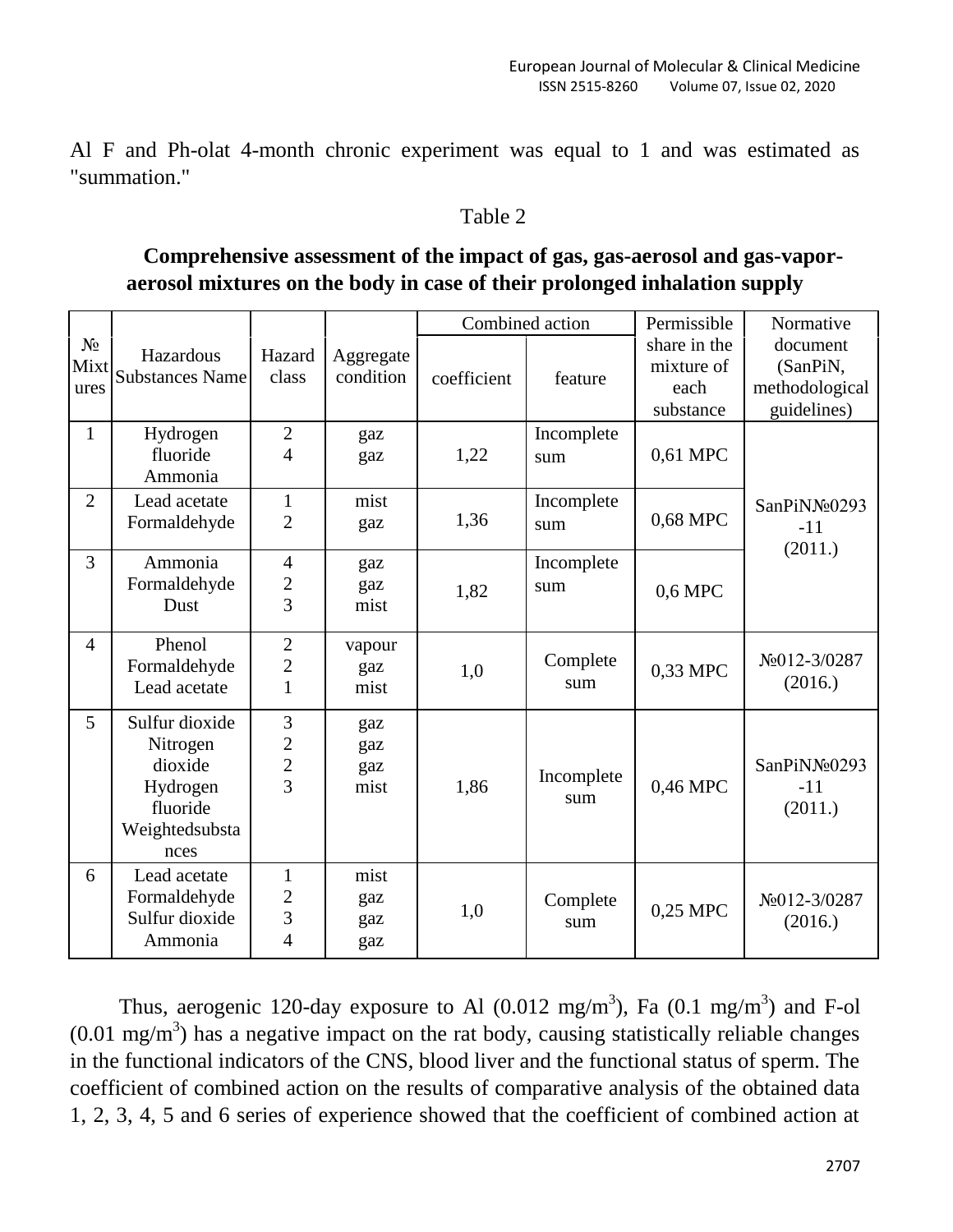Al F and Ph-olat 4-month chronic experiment was equal to 1 and was estimated as "summation."

Table 2

**Comprehensive assessment of the impact of gas, gas-aerosol and gas-vapor-aerosol mixtures on the body in case of their prolonged inhalation supply**

| № Mixtures | Hazardous Substances Name | Hazard class | Aggregate condition | Combined action | | Permissible share in the mixture of each substance | Normative document (SanPiN, methodological guidelines) |
|---|---|---|---|---|---|---|---|
| | | | | coefficient | feature | | |
| 1 | Hydrogen fluoride<br>Ammonia | 2<br>4 | gaz<br>gaz | 1,22 | Incomplete sum | 0,61 MPC | SanPiN№0293-11 (2011.) |
| 2 | Lead acetate<br>Formaldehyde | 1<br>2 | mist<br>gaz | 1,36 | Incomplete sum | 0,68 MPC | |
| 3 | Ammonia<br>Formaldehyde<br>Dust | 4<br>2<br>3 | gaz<br>gaz<br>mist | 1,82 | Incomplete sum | 0,6 MPC | |
| 4 | Phenol<br>Formaldehyde<br>Lead acetate | 2<br>2<br>1 | vapour<br>gaz<br>mist | 1,0 | Complete sum | 0,33 MPC | №012-3/0287 (2016.) |
| 5 | Sulfur dioxide<br>Nitrogen dioxide<br>Hydrogen fluoride<br>Weightedsubstances | 3<br>2<br>2<br>3 | gaz<br>gaz<br>gaz<br>mist | 1,86 | Incomplete sum | 0,46 MPC | SanPiN№0293-11 (2011.) |
| 6 | Lead acetate<br>Formaldehyde<br>Sulfur dioxide<br>Ammonia | 1<br>2<br>3<br>4 | mist<br>gaz<br>gaz<br>gaz | 1,0 | Complete sum | 0,25 MPC | №012-3/0287 (2016.) |

Thus, aerogenic 120-day exposure to Al (0.012 mg/m$^3$), Fa (0.1 mg/m$^3$) and F-ol (0.01 mg/m$^3$) has a negative impact on the rat body, causing statistically reliable changes in the functional indicators of the CNS, blood liver and the functional status of sperm. The coefficient of combined action on the results of comparative analysis of the obtained data 1, 2, 3, 4, 5 and 6 series of experience showed that the coefficient of combined action at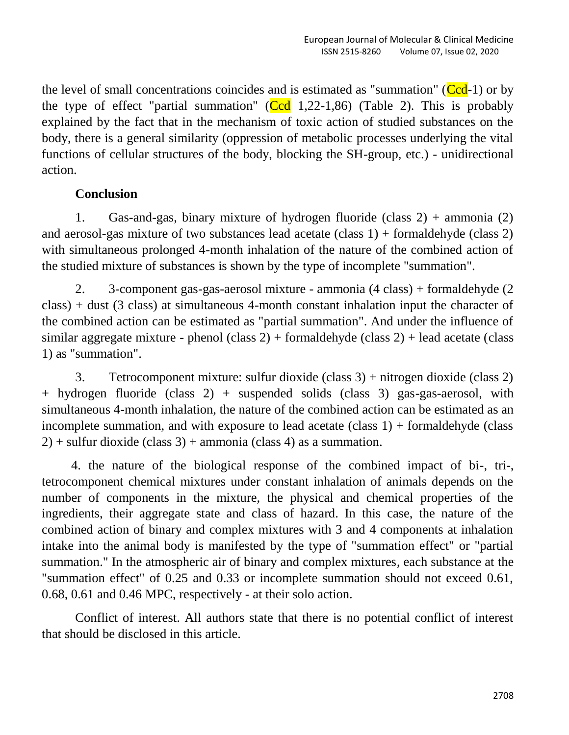the level of small concentrations coincides and is estimated as "summation" (Ccd-1) or by the type of effect "partial summation" (Ccd 1,22-1,86) (Table 2). This is probably explained by the fact that in the mechanism of toxic action of studied substances on the body, there is a general similarity (oppression of metabolic processes underlying the vital functions of cellular structures of the body, blocking the SH-group, etc.) - unidirectional action.

## Conclusion

1. Gas-and-gas, binary mixture of hydrogen fluoride (class 2) + ammonia (2) and aerosol-gas mixture of two substances lead acetate (class 1) + formaldehyde (class 2) with simultaneous prolonged 4-month inhalation of the nature of the combined action of the studied mixture of substances is shown by the type of incomplete "summation".

2. 3-component gas-gas-aerosol mixture - ammonia (4 class) + formaldehyde (2 class) + dust (3 class) at simultaneous 4-month constant inhalation input the character of the combined action can be estimated as "partial summation". And under the influence of similar aggregate mixture - phenol (class 2) + formaldehyde (class 2) + lead acetate (class 1) as "summation".

3. Tetrocomponent mixture: sulfur dioxide (class 3) + nitrogen dioxide (class 2) + hydrogen fluoride (class 2) + suspended solids (class 3) gas-gas-aerosol, with simultaneous 4-month inhalation, the nature of the combined action can be estimated as an incomplete summation, and with exposure to lead acetate (class 1) + formaldehyde (class 2) + sulfur dioxide (class 3) + ammonia (class 4) as a summation.

4. the nature of the biological response of the combined impact of bi-, tri-, tetrocomponent chemical mixtures under constant inhalation of animals depends on the number of components in the mixture, the physical and chemical properties of the ingredients, their aggregate state and class of hazard. In this case, the nature of the combined action of binary and complex mixtures with 3 and 4 components at inhalation intake into the animal body is manifested by the type of "summation effect" or "partial summation." In the atmospheric air of binary and complex mixtures, each substance at the "summation effect" of 0.25 and 0.33 or incomplete summation should not exceed 0.61, 0.68, 0.61 and 0.46 MPC, respectively - at their solo action.

Conflict of interest. All authors state that there is no potential conflict of interest that should be disclosed in this article.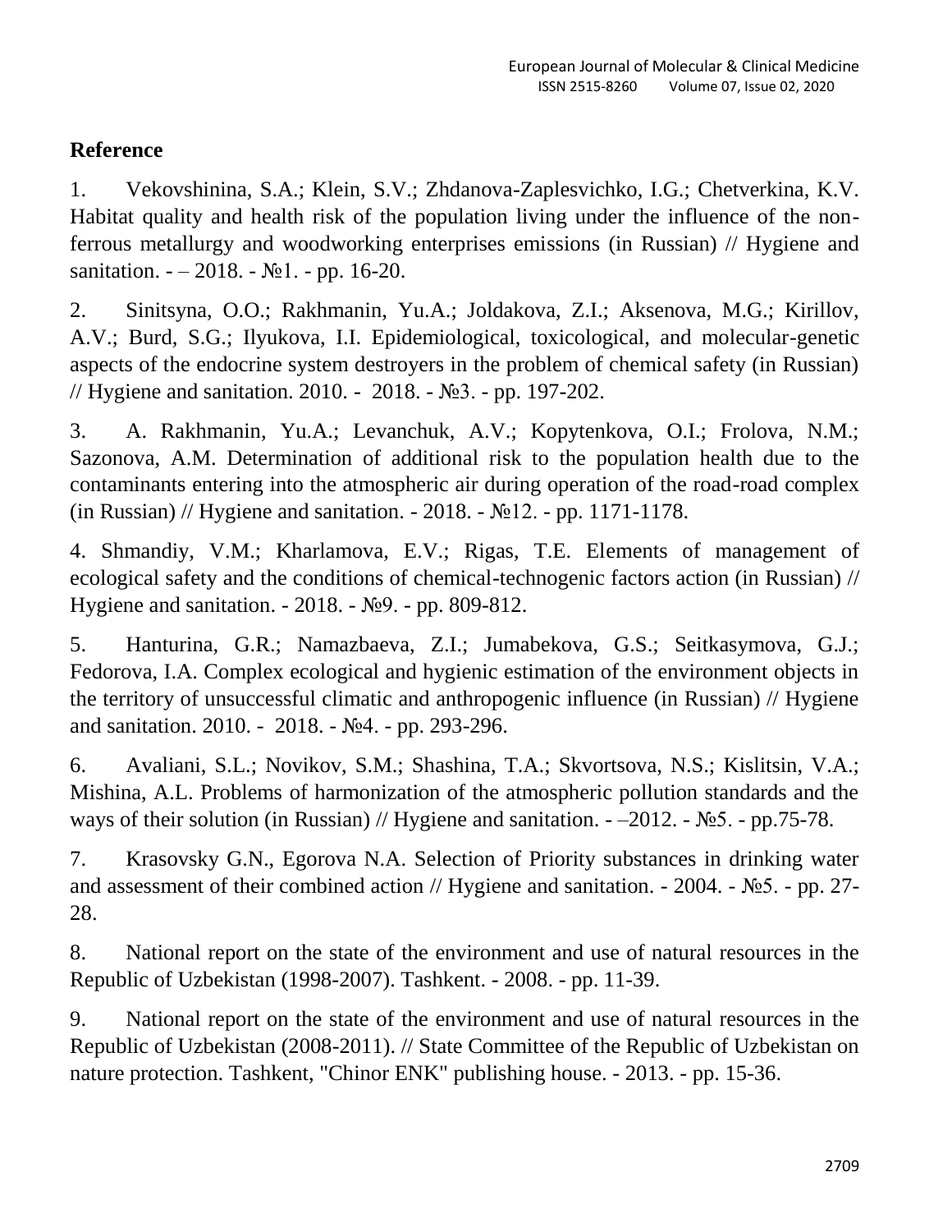## Reference

1. Vekovshinina, S.A.; Klein, S.V.; Zhdanova-Zaplesvichko, I.G.; Chetverkina, K.V. Habitat quality and health risk of the population living under the influence of the non-ferrous metallurgy and woodworking enterprises emissions (in Russian) // Hygiene and sanitation. - – 2018. - №1. - pp. 16-20.

2. Sinitsyna, O.O.; Rakhmanin, Yu.A.; Joldakova, Z.I.; Aksenova, M.G.; Kirillov, A.V.; Burd, S.G.; Ilyukova, I.I. Epidemiological, toxicological, and molecular-genetic aspects of the endocrine system destroyers in the problem of chemical safety (in Russian) // Hygiene and sanitation. 2010. - 2018. - №3. - pp. 197-202.

3. A. Rakhmanin, Yu.A.; Levanchuk, A.V.; Kopytenkova, O.I.; Frolova, N.M.; Sazonova, A.M. Determination of additional risk to the population health due to the contaminants entering into the atmospheric air during operation of the road-road complex (in Russian) // Hygiene and sanitation. - 2018. - №12. - pp. 1171-1178.

4. Shmandiy, V.M.; Kharlamova, E.V.; Rigas, T.E. Elements of management of ecological safety and the conditions of chemical-technogenic factors action (in Russian) // Hygiene and sanitation. - 2018. - №9. - pp. 809-812.

5. Hanturina, G.R.; Namazbaeva, Z.I.; Jumabekova, G.S.; Seitkasymova, G.J.; Fedorova, I.A. Complex ecological and hygienic estimation of the environment objects in the territory of unsuccessful climatic and anthropogenic influence (in Russian) // Hygiene and sanitation. 2010. - 2018. - №4. - pp. 293-296.

6. Avaliani, S.L.; Novikov, S.M.; Shashina, T.A.; Skvortsova, N.S.; Kislitsin, V.A.; Mishina, A.L. Problems of harmonization of the atmospheric pollution standards and the ways of their solution (in Russian) // Hygiene and sanitation. - –2012. - №5. - pp.75-78.

7. Krasovsky G.N., Egorova N.A. Selection of Priority substances in drinking water and assessment of their combined action // Hygiene and sanitation. - 2004. - №5. - pp. 27-28.

8. National report on the state of the environment and use of natural resources in the Republic of Uzbekistan (1998-2007). Tashkent. - 2008. - pp. 11-39.

9. National report on the state of the environment and use of natural resources in the Republic of Uzbekistan (2008-2011). // State Committee of the Republic of Uzbekistan on nature protection. Tashkent, "Chinor ENK" publishing house. - 2013. - pp. 15-36.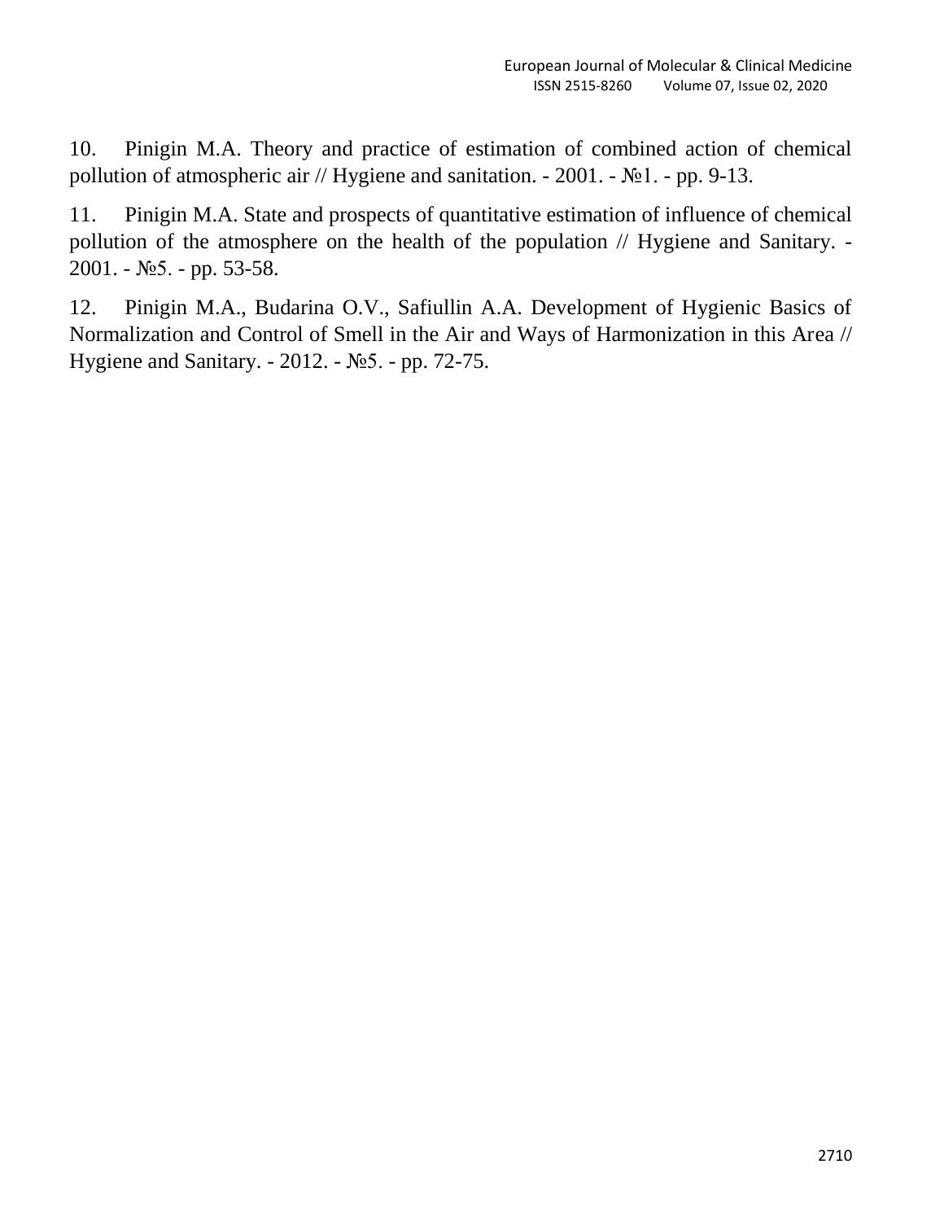10. Pinigin M.A. Theory and practice of estimation of combined action of chemical pollution of atmospheric air // Hygiene and sanitation. - 2001. - №1. - pp. 9-13.

11. Pinigin M.A. State and prospects of quantitative estimation of influence of chemical pollution of the atmosphere on the health of the population // Hygiene and Sanitary. - 2001. - №5. - pp. 53-58.

12. Pinigin M.A., Budarina O.V., Safiullin A.A. Development of Hygienic Basics of Normalization and Control of Smell in the Air and Ways of Harmonization in this Area // Hygiene and Sanitary. - 2012. - №5. - pp. 72-75.